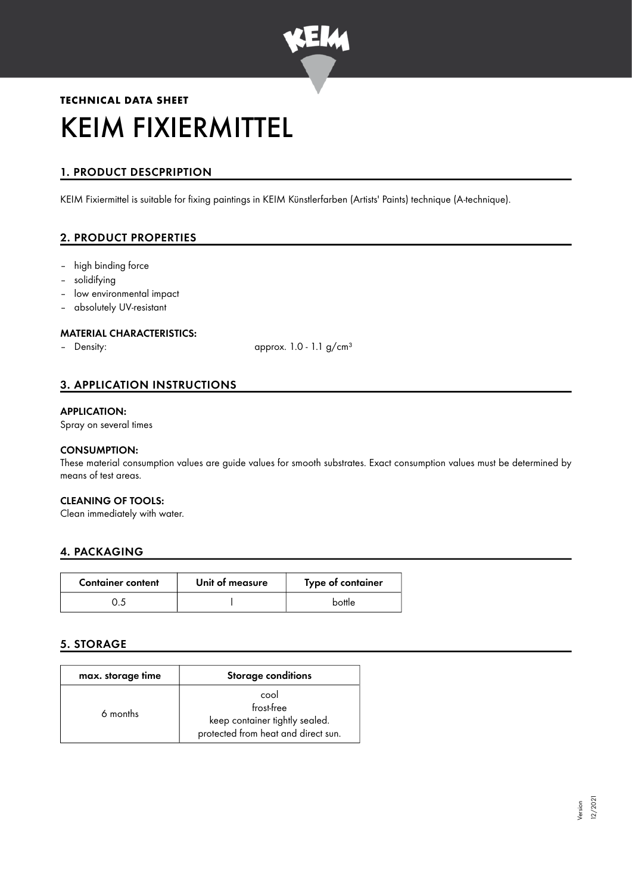**TECHNICAL DATA SHEET**

# KEIM FIXIERMITTEL

## 1. PRODUCT DESCPRIPTION

KEIM Fixiermittel is suitable for fixing paintings in KEIM Künstlerfarben (Artists' Paints) technique (A-technique).

## 2. PRODUCT PROPERTIES

- high binding force
- solidifying
- low environmental impact
- absolutely UV-resistant

### MATERIAL CHARACTERISTICS:

- Density: approx. 1.0 - 1.1 g/cm³

## 3. APPLICATION INSTRUCTIONS

### APPLICATION:

Spray on several times

### CONSUMPTION:

These material consumption values are guide values for smooth substrates. Exact consumption values must be determined by means of test areas.

### CLEANING OF TOOLS:

Clean immediately with water.

## 4. PACKAGING

| Container content | Unit of measure | Type of container |
|---|---|---|
| 0.5 | l | bottle |

## 5. STORAGE

| max. storage time | Storage conditions |
|---|---|
| 6 months | cool<br>frost-free<br>keep container tightly sealed.<br>protected from heat and direct sun. |

Version 12/2021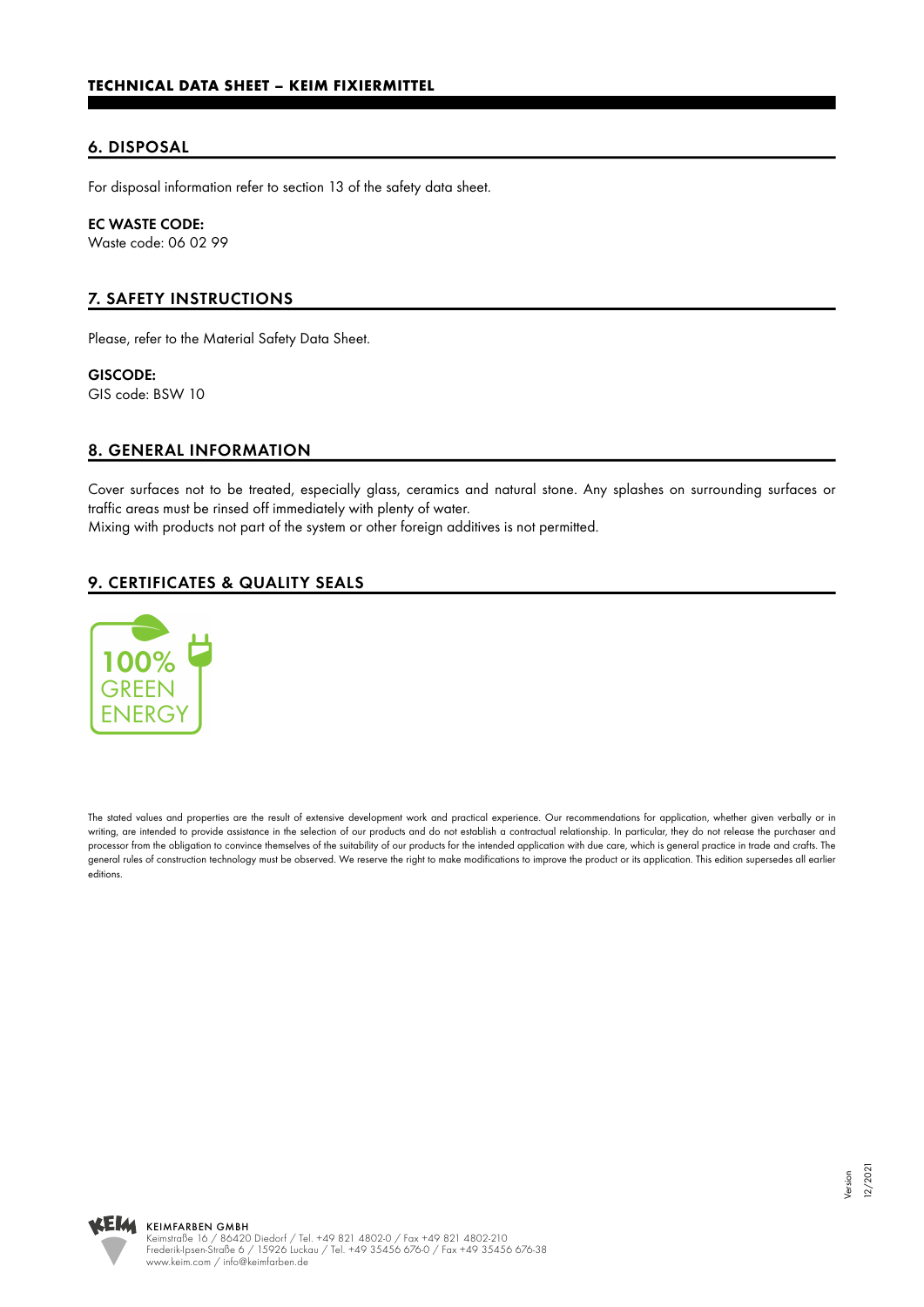## 6. DISPOSAL

For disposal information refer to section 13 of the safety data sheet.

**EC WASTE CODE:**
Waste code: 06 02 99

## 7. SAFETY INSTRUCTIONS

Please, refer to the Material Safety Data Sheet.

**GISCODE:**
GIS code: BSW 10

## 8. GENERAL INFORMATION

Cover surfaces not to be treated, especially glass, ceramics and natural stone. Any splashes on surrounding surfaces or traffic areas must be rinsed off immediately with plenty of water.
Mixing with products not part of the system or other foreign additives is not permitted.

## 9. CERTIFICATES & QUALITY SEALS

100% GREEN ENERGY

The stated values and properties are the result of extensive development work and practical experience. Our recommendations for application, whether given verbally or in writing, are intended to provide assistance in the selection of our products and do not establish a contractual relationship. In particular, they do not release the purchaser and processor from the obligation to convince themselves of the suitability of our products for the intended application with due care, which is general practice in trade and crafts. The general rules of construction technology must be observed. We reserve the right to make modifications to improve the product or its application. This edition supersedes all earlier editions.

KEIMFARBEN GMBH
Keimstraße 16 / 86420 Diedorf / Tel. +49 821 4802-0 / Fax +49 821 4802-210
Frederik-Ipsen-Straße 6 / 15926 Luckau / Tel. +49 35456 676-0 / Fax +49 35456 676-38
www.keim.com / info@keimfarben.de

Version 12/2021